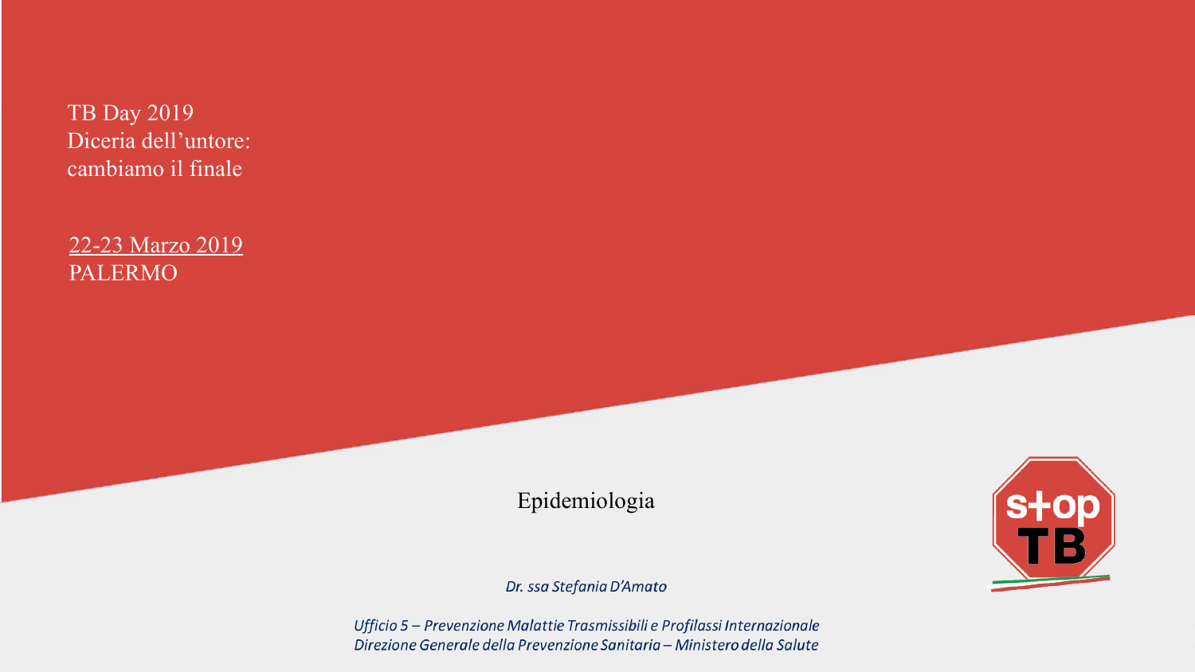TB Day 2019
Diceria dell'untore:
cambiamo il finale

22-23 Marzo 2019
PALERMO

# Epidemiologia

*Dr. ssa Stefania D'Amato*

*Ufficio 5 – Prevenzione Malattie Trasmissibili e Profilassi Internazionale*
*Direzione Generale della Prevenzione Sanitaria – Ministero della Salute*

stop TB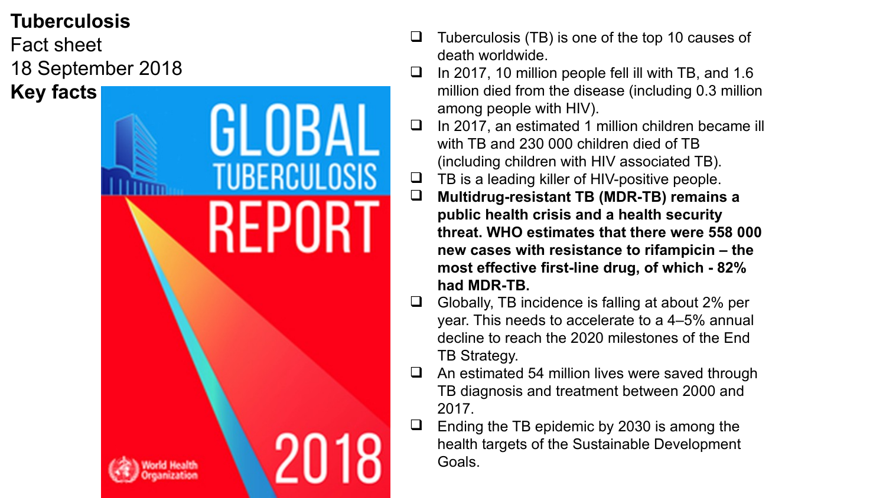**Tuberculosis**

Fact sheet

18 September 2018

**Key facts**

- Tuberculosis (TB) is one of the top 10 causes of death worldwide.
- In 2017, 10 million people fell ill with TB, and 1.6 million died from the disease (including 0.3 million among people with HIV).
- In 2017, an estimated 1 million children became ill with TB and 230 000 children died of TB (including children with HIV associated TB).
- TB is a leading killer of HIV-positive people.
- **Multidrug-resistant TB (MDR-TB) remains a public health crisis and a health security threat. WHO estimates that there were 558 000 new cases with resistance to rifampicin – the most effective first-line drug, of which - 82% had MDR-TB.**
- Globally, TB incidence is falling at about 2% per year. This needs to accelerate to a 4–5% annual decline to reach the 2020 milestones of the End TB Strategy.
- An estimated 54 million lives were saved through TB diagnosis and treatment between 2000 and 2017.
- Ending the TB epidemic by 2030 is among the health targets of the Sustainable Development Goals.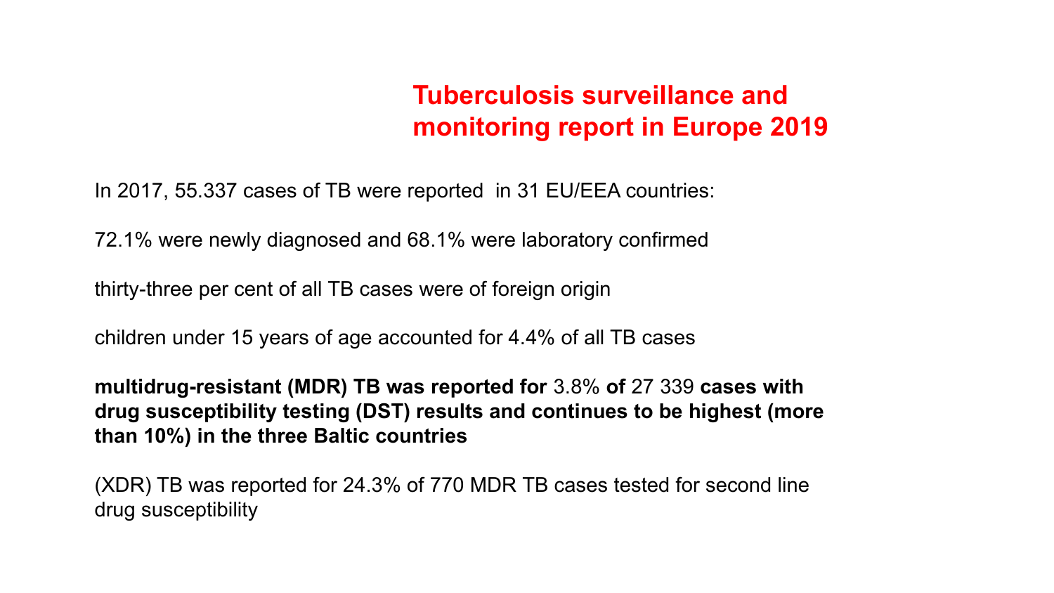# Tuberculosis surveillance and monitoring report in Europe 2019

In 2017, 55.337 cases of TB were reported in 31 EU/EEA countries:

72.1% were newly diagnosed and 68.1% were laboratory confirmed

thirty-three per cent of all TB cases were of foreign origin

children under 15 years of age accounted for 4.4% of all TB cases

**multidrug-resistant (MDR) TB was reported for** 3.8% **of** 27 339 **cases with drug susceptibility testing (DST) results and continues to be highest (more than 10%) in the three Baltic countries**

(XDR) TB was reported for 24.3% of 770 MDR TB cases tested for second line drug susceptibility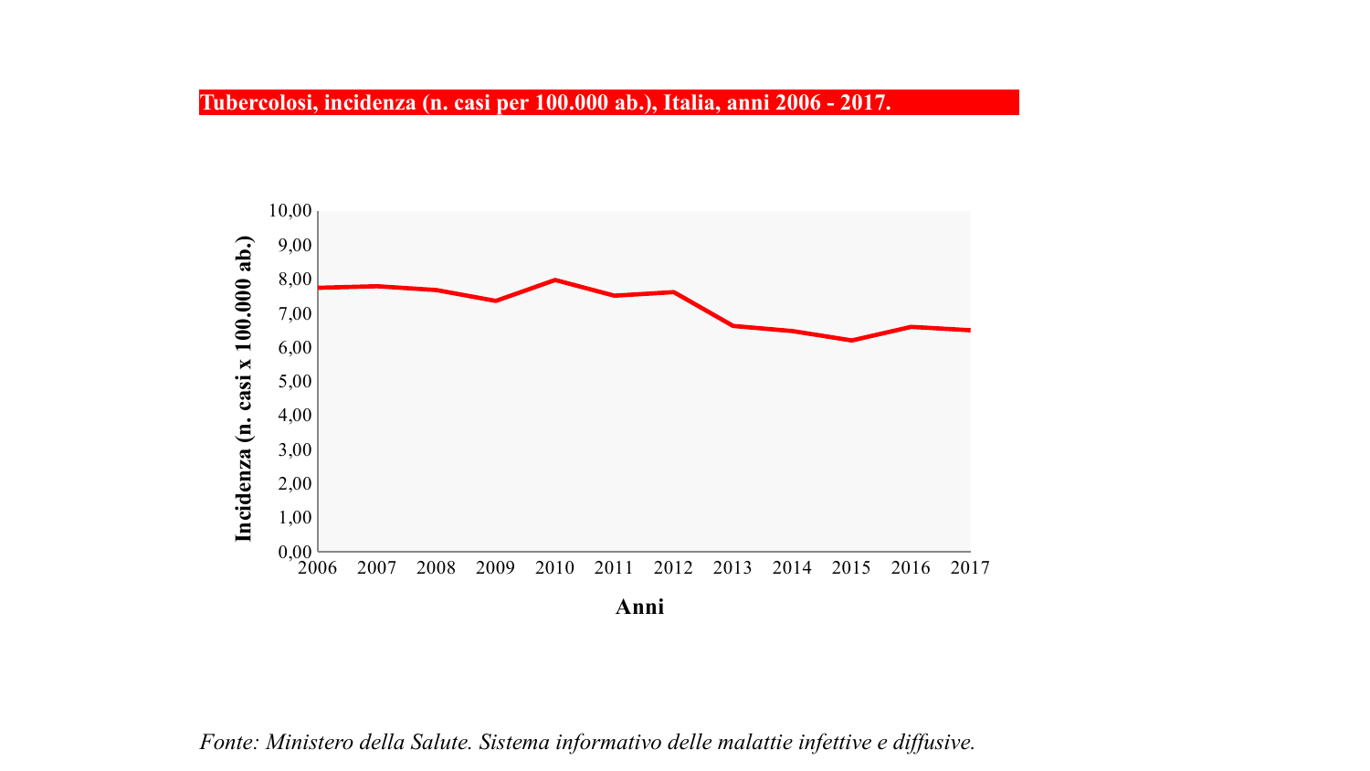**Tubercolosi, incidenza (n. casi per 100.000 ab.), Italia, anni 2006 - 2017.**

*Fonte: Ministero della Salute. Sistema informativo delle malattie infettive e diffusive.*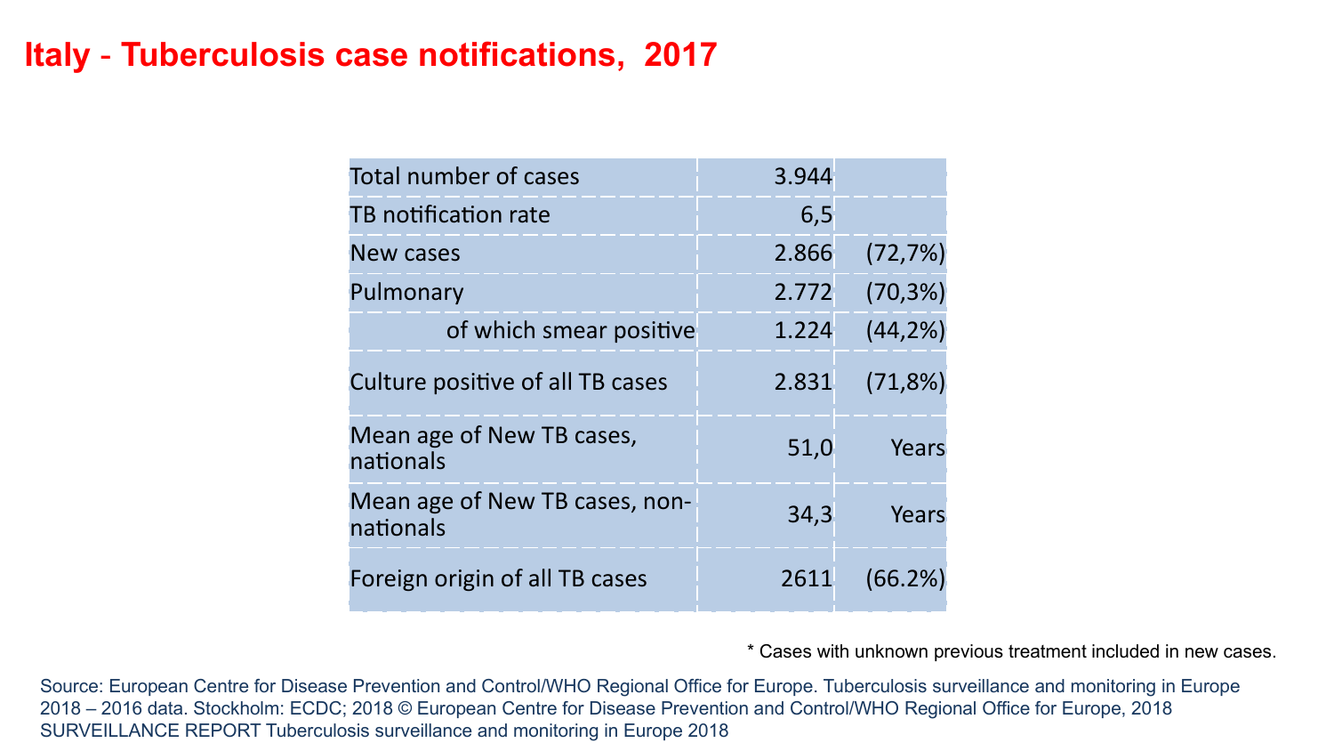# Italy - Tuberculosis case notifications, 2017

| | | |
|---|---|---|
| Total number of cases | 3.944 | |
| TB notification rate | 6,5 | |
| New cases | 2.866 | (72,7%) |
| Pulmonary | 2.772 | (70,3%) |
| of which smear positive | 1.224 | (44,2%) |
| Culture positive of all TB cases | 2.831 | (71,8%) |
| Mean age of New TB cases, nationals | 51,0 | Years |
| Mean age of New TB cases, non-nationals | 34,3 | Years |
| Foreign origin of all TB cases | 2611 | (66.2%) |

* Cases with unknown previous treatment included in new cases.

Source: European Centre for Disease Prevention and Control/WHO Regional Office for Europe. Tuberculosis surveillance and monitoring in Europe 2018 – 2016 data. Stockholm: ECDC; 2018 © European Centre for Disease Prevention and Control/WHO Regional Office for Europe, 2018 SURVEILLANCE REPORT Tuberculosis surveillance and monitoring in Europe 2018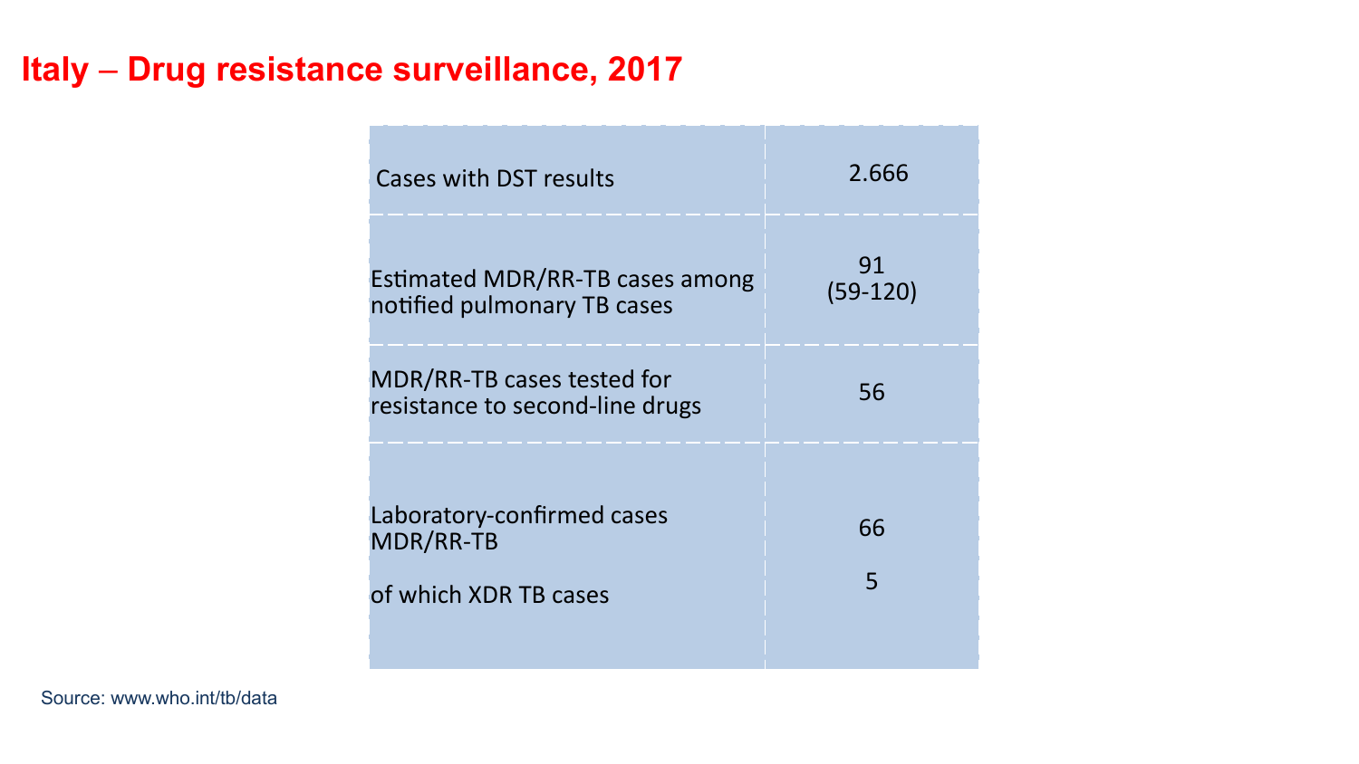# Italy – Drug resistance surveillance, 2017

| | |
|---|---|
| Cases with DST results | 2.666 |
| Estimated MDR/RR-TB cases among notified pulmonary TB cases | 91 (59-120) |
| MDR/RR-TB cases tested for resistance to second-line drugs | 56 |
| Laboratory-confirmed cases MDR/RR-TB | 66 |
| of which XDR TB cases | 5 |

Source: www.who.int/tb/data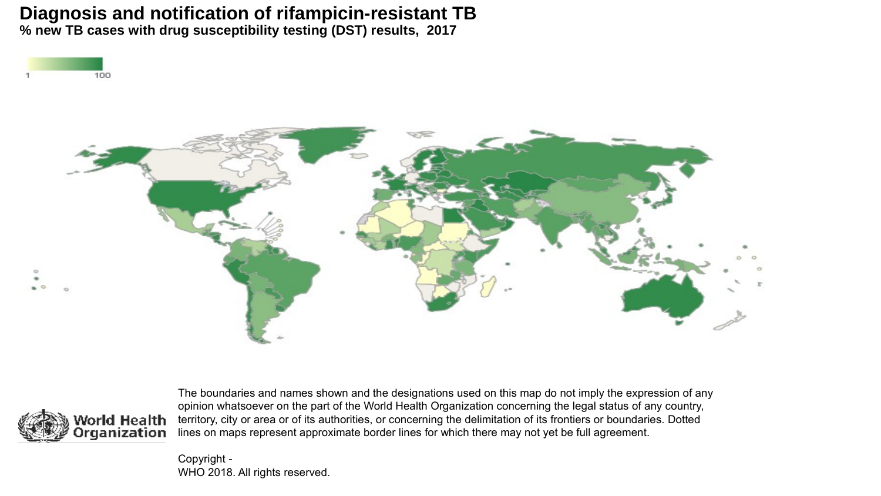# Diagnosis and notification of rifampicin-resistant TB

**% new TB cases with drug susceptibility testing (DST) results, 2017**

1 — 100

The boundaries and names shown and the designations used on this map do not imply the expression of any opinion whatsoever on the part of the World Health Organization concerning the legal status of any country, territory, city or area or of its authorities, or concerning the delimitation of its frontiers or boundaries. Dotted lines on maps represent approximate border lines for which there may not yet be full agreement.

Copyright -
WHO 2018. All rights reserved.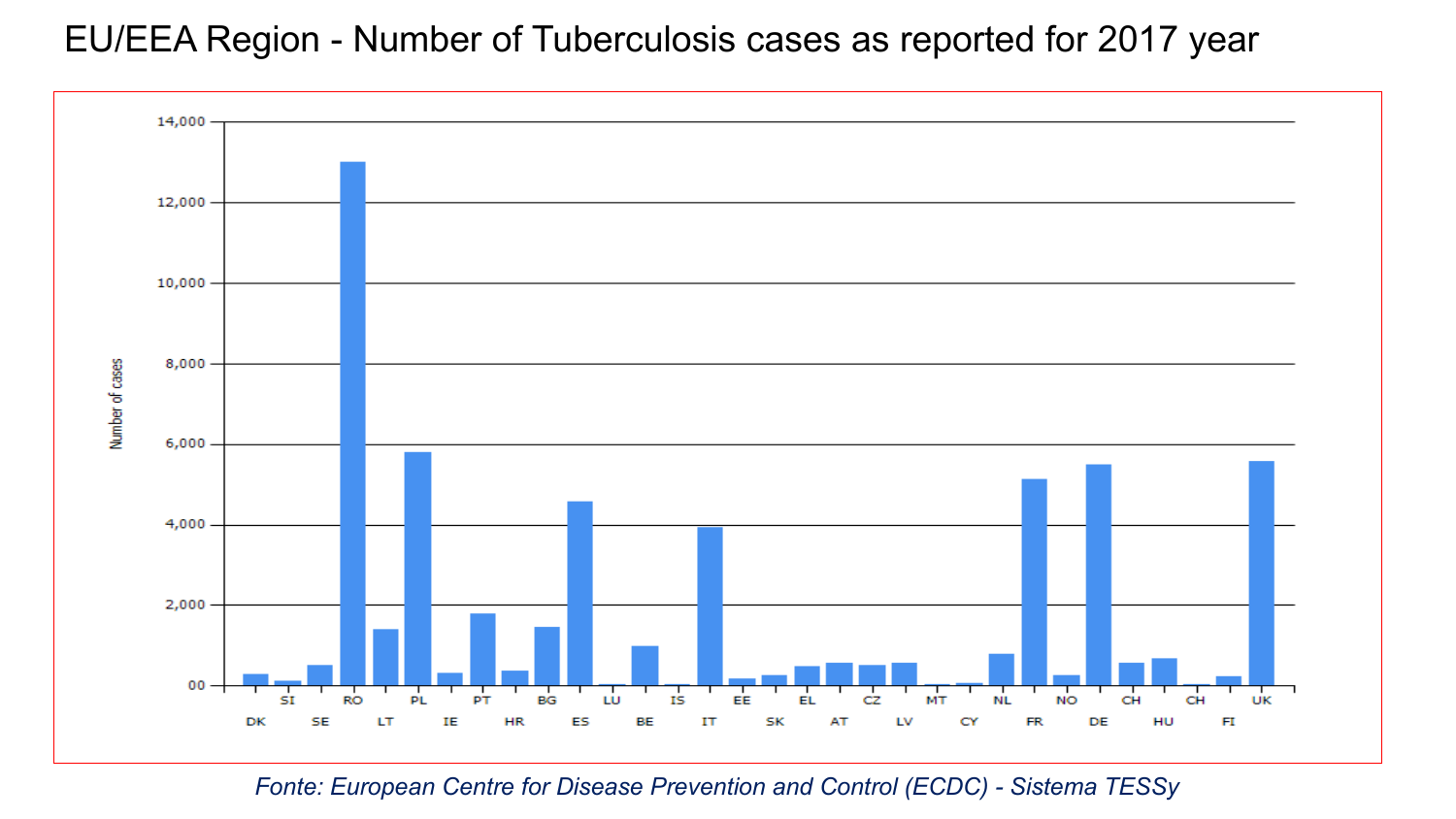# EU/EEA Region - Number of Tuberculosis cases as reported for 2017 year

*Fonte: European Centre for Disease Prevention and Control (ECDC) - Sistema TESSy*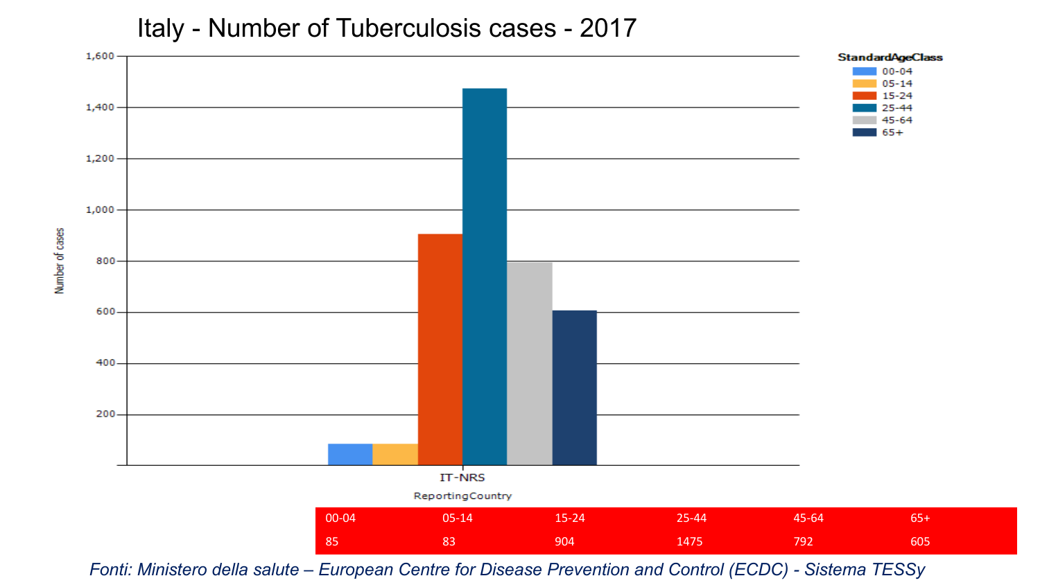# Italy - Number of Tuberculosis cases - 2017

| 00-04 | 05-14 | 15-24 | 25-44 | 45-64 | 65+ |
|---|---|---|---|---|---|
| 85 | 83 | 904 | 1475 | 792 | 605 |

*Fonti: Ministero della salute – European Centre for Disease Prevention and Control (ECDC) - Sistema TESSy*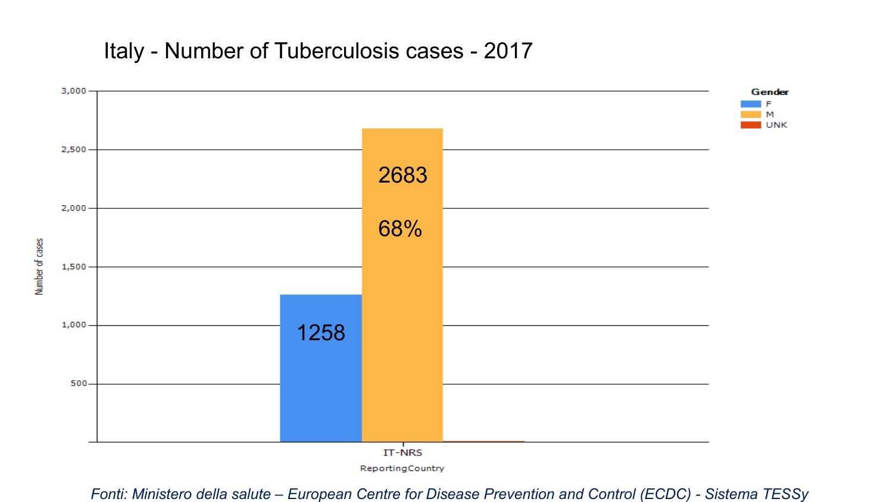# Italy - Number of Tuberculosis cases - 2017

| Gender | Number of cases | % |
|---|---|---|
| F | 1258 | |
| M | 2683 | 68% |
| UNK | | |

Reporting Country: IT-NRS

*Fonti: Ministero della salute – European Centre for Disease Prevention and Control (ECDC) - Sistema TESSy*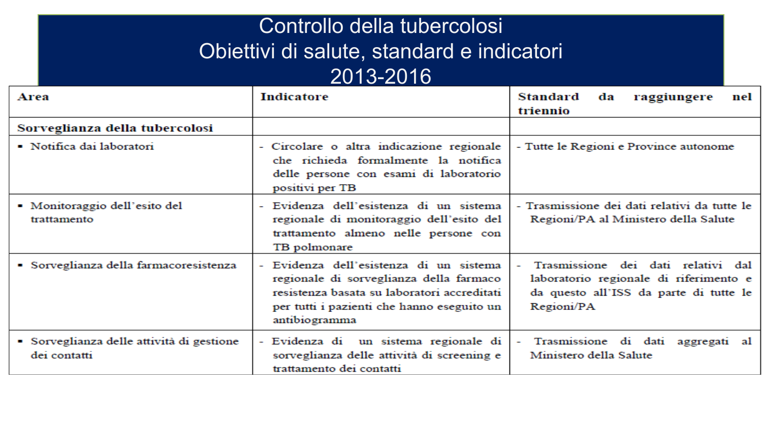# Controllo della tubercolosi
## Obiettivi di salute, standard e indicatori
## 2013-2016

| Area | Indicatore | Standard da raggiungere nel triennio |
|---|---|---|
| **Sorveglianza della tubercolosi** | | |
| ▪ Notifica dai laboratori | - Circolare o altra indicazione regionale che richieda formalmente la notifica delle persone con esami di laboratorio positivi per TB | - Tutte le Regioni e Province autonome |
| ▪ Monitoraggio dell'esito del trattamento | - Evidenza dell'esistenza di un sistema regionale di monitoraggio dell'esito del trattamento almeno nelle persone con TB polmonare | - Trasmissione dei dati relativi da tutte le Regioni/PA al Ministero della Salute |
| ▪ Sorveglianza della farmacoresistenza | - Evidenza dell'esistenza di un sistema regionale di sorveglianza della farmaco resistenza basata su laboratori accreditati per tutti i pazienti che hanno eseguito un antibiogramma | - Trasmissione dei dati relativi dal laboratorio regionale di riferimento e da questo all'ISS da parte di tutte le Regioni/PA |
| ▪ Sorveglianza delle attività di gestione dei contatti | - Evidenza di un sistema regionale di sorveglianza delle attività di screening e trattamento dei contatti | - Trasmissione di dati aggregati al Ministero della Salute |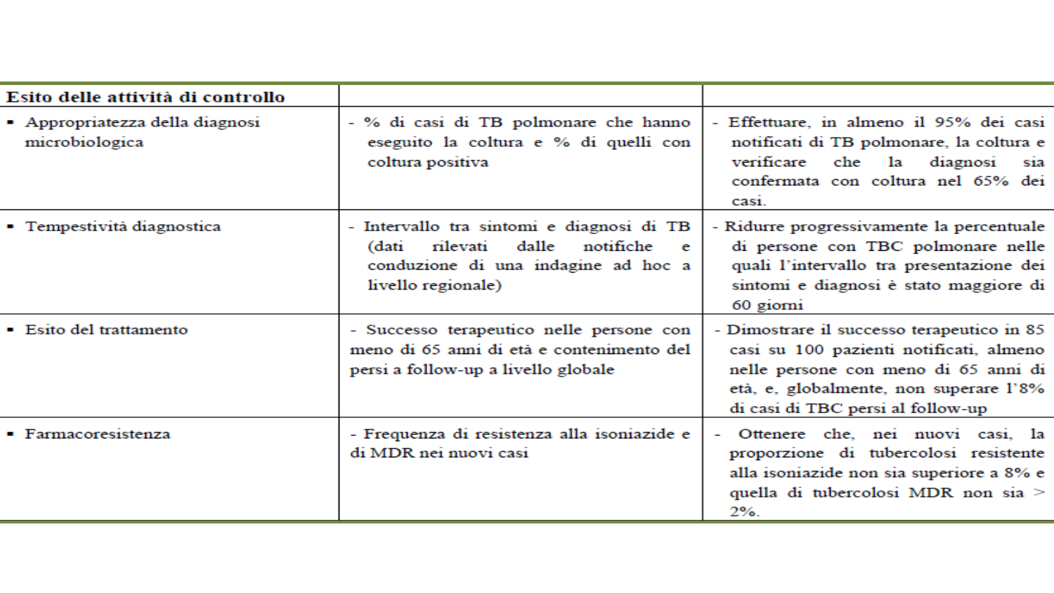| Esito delle attività di controllo | | |
|---|---|---|
| ▪ Appropriatezza della diagnosi microbiologica | - % di casi di TB polmonare che hanno eseguito la coltura e % di quelli con coltura positiva | - Effettuare, in almeno il 95% dei casi notificati di TB polmonare, la coltura e verificare che la diagnosi sia confermata con coltura nel 65% dei casi. |
| ▪ Tempestività diagnostica | - Intervallo tra sintomi e diagnosi di TB (dati rilevati dalle notifiche e conduzione di una indagine ad hoc a livello regionale) | - Ridurre progressivamente la percentuale di persone con TBC polmonare nelle quali l'intervallo tra presentazione dei sintomi e diagnosi è stato maggiore di 60 giorni |
| ▪ Esito del trattamento | - Successo terapeutico nelle persone con meno di 65 anni di età e contenimento del persi a follow-up a livello globale | - Dimostrare il successo terapeutico in 85 casi su 100 pazienti notificati, almeno nelle persone con meno di 65 anni di età, e, globalmente, non superare l'8% di casi di TBC persi al follow-up |
| ▪ Farmacoresistenza | - Frequenza di resistenza alla isoniazide e di MDR nei nuovi casi | - Ottenere che, nei nuovi casi, la proporzione di tubercolosi resistente alla isoniazide non sia superiore a 8% e quella di tubercolosi MDR non sia > 2%. |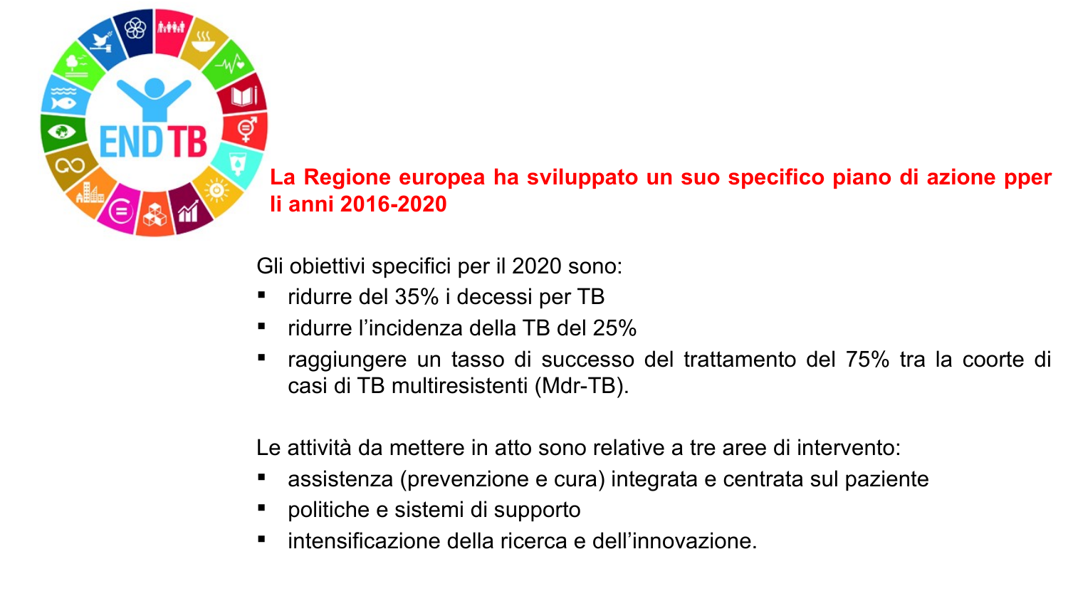**La Regione europea ha sviluppato un suo specifico piano di azione pper li anni 2016-2020**

Gli obiettivi specifici per il 2020 sono:

- ridurre del 35% i decessi per TB
- ridurre l'incidenza della TB del 25%
- raggiungere un tasso di successo del trattamento del 75% tra la coorte di casi di TB multiresistenti (Mdr-TB).

Le attività da mettere in atto sono relative a tre aree di intervento:

- assistenza (prevenzione e cura) integrata e centrata sul paziente
- politiche e sistemi di supporto
- intensificazione della ricerca e dell'innovazione.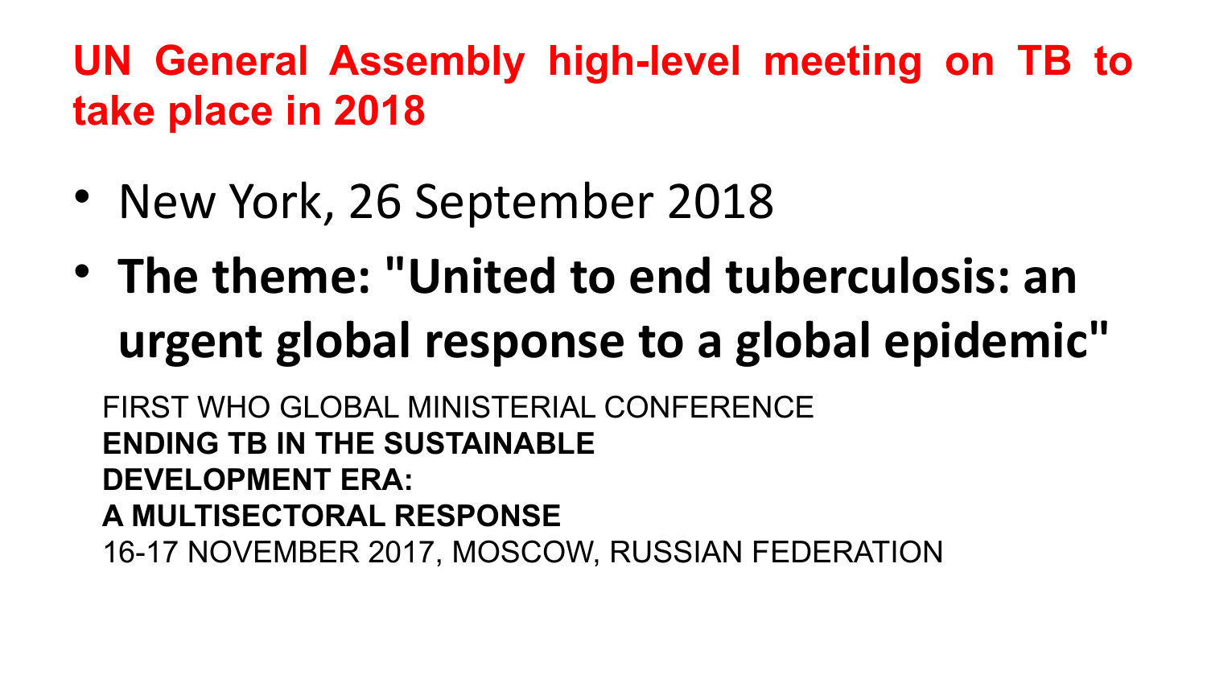# UN General Assembly high-level meeting on TB to take place in 2018

- New York, 26 September 2018
- **The theme: "United to end tuberculosis: an urgent global response to a global epidemic"**

FIRST WHO GLOBAL MINISTERIAL CONFERENCE
**ENDING TB IN THE SUSTAINABLE DEVELOPMENT ERA:**
**A MULTISECTORAL RESPONSE**
16-17 NOVEMBER 2017, MOSCOW, RUSSIAN FEDERATION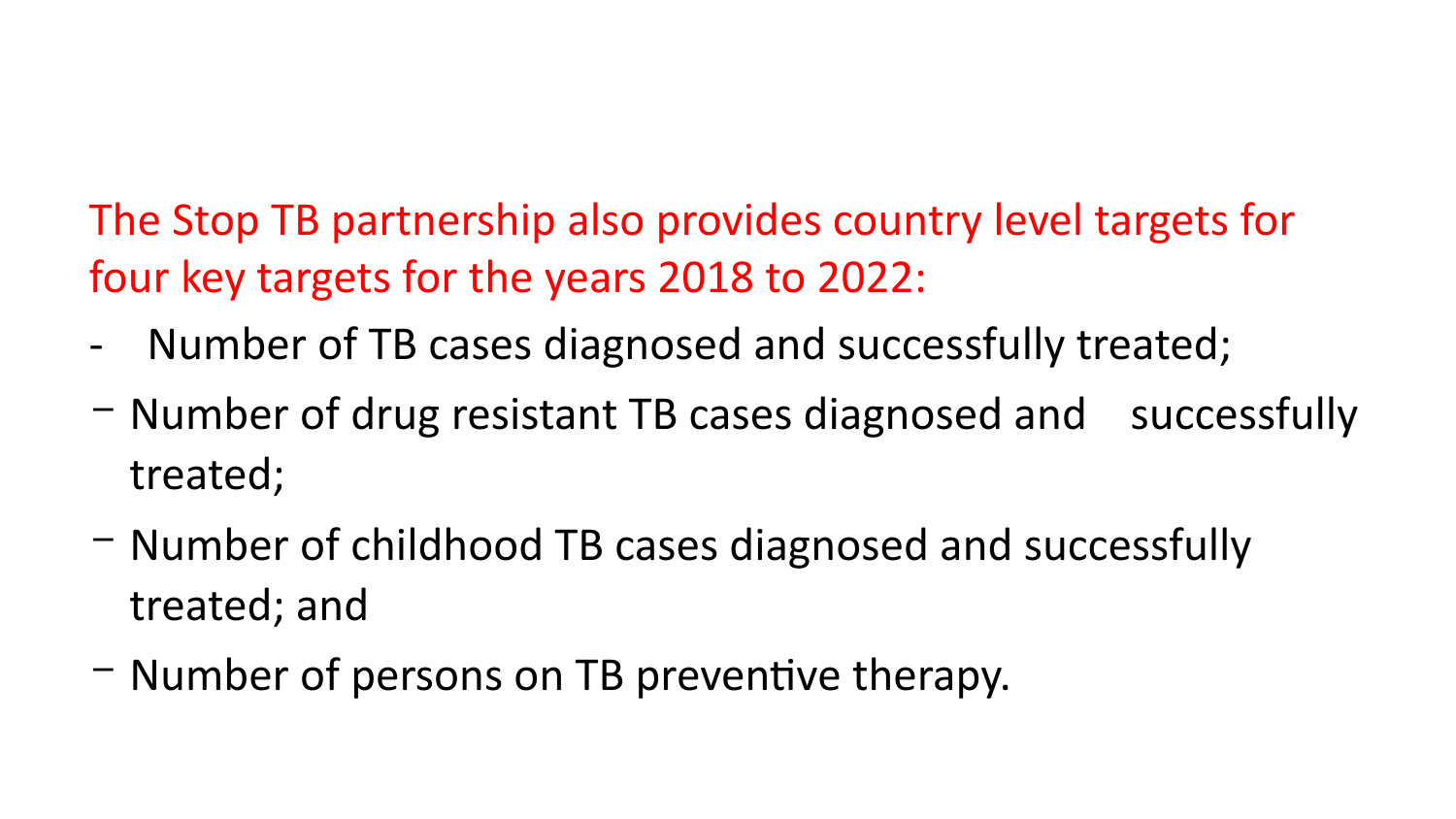The Stop TB partnership also provides country level targets for four key targets for the years 2018 to 2022:

- Number of TB cases diagnosed and successfully treated;
- Number of drug resistant TB cases diagnosed and successfully treated;
- Number of childhood TB cases diagnosed and successfully treated; and
- Number of persons on TB preventive therapy.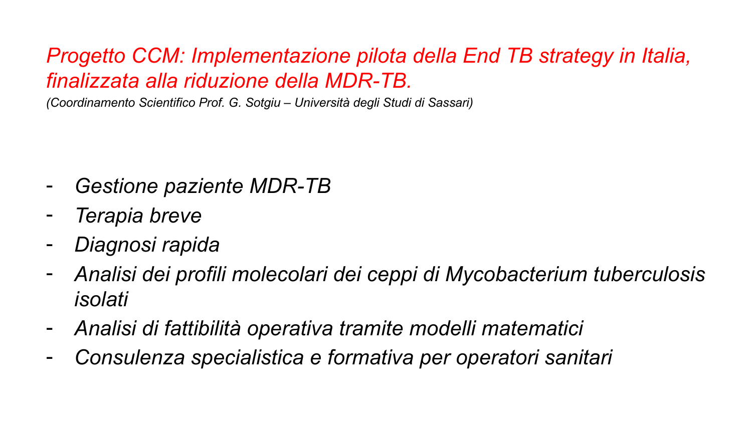## *Progetto CCM: Implementazione pilota della End TB strategy in Italia, finalizzata alla riduzione della MDR-TB.*

*(Coordinamento Scientifico Prof. G. Sotgiu – Università degli Studi di Sassari)*

- *Gestione paziente MDR-TB*
- *Terapia breve*
- *Diagnosi rapida*
- *Analisi dei profili molecolari dei ceppi di Mycobacterium tuberculosis isolati*
- *Analisi di fattibilità operativa tramite modelli matematici*
- *Consulenza specialistica e formativa per operatori sanitari*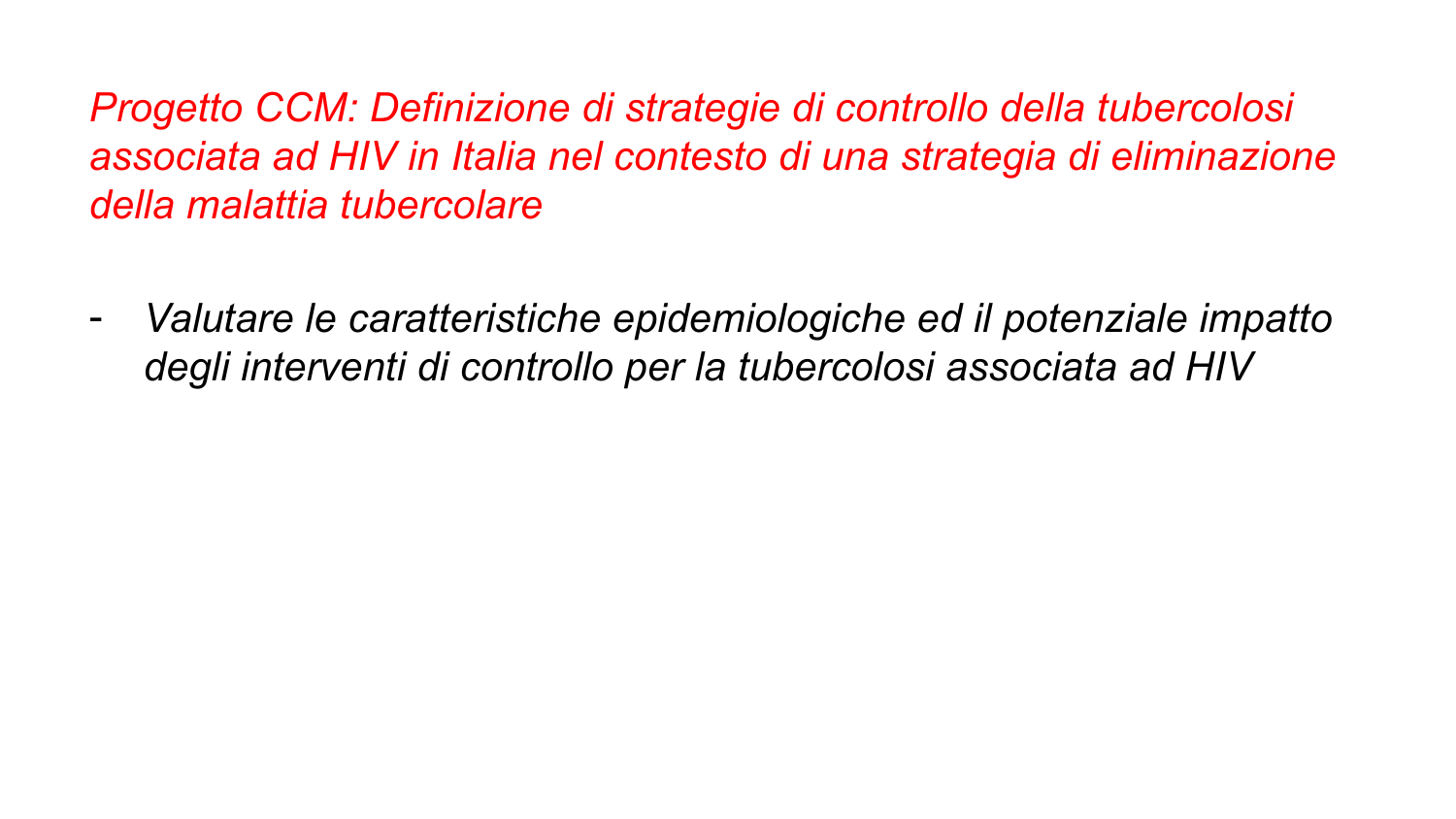## *Progetto CCM: Definizione di strategie di controllo della tubercolosi associata ad HIV in Italia nel contesto di una strategia di eliminazione della malattia tubercolare*

- *Valutare le caratteristiche epidemiologiche ed il potenziale impatto degli interventi di controllo per la tubercolosi associata ad HIV*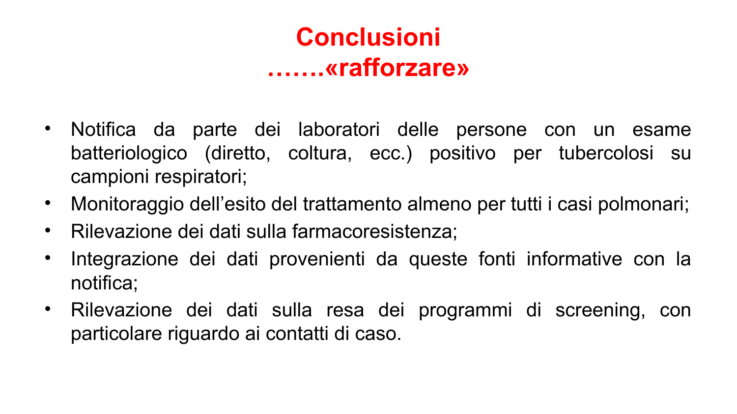# Conclusioni
# …….«rafforzare»

- Notifica da parte dei laboratori delle persone con un esame batteriologico (diretto, coltura, ecc.) positivo per tubercolosi su campioni respiratori;
- Monitoraggio dell'esito del trattamento almeno per tutti i casi polmonari;
- Rilevazione dei dati sulla farmacoresistenza;
- Integrazione dei dati provenienti da queste fonti informative con la notifica;
- Rilevazione dei dati sulla resa dei programmi di screening, con particolare riguardo ai contatti di caso.